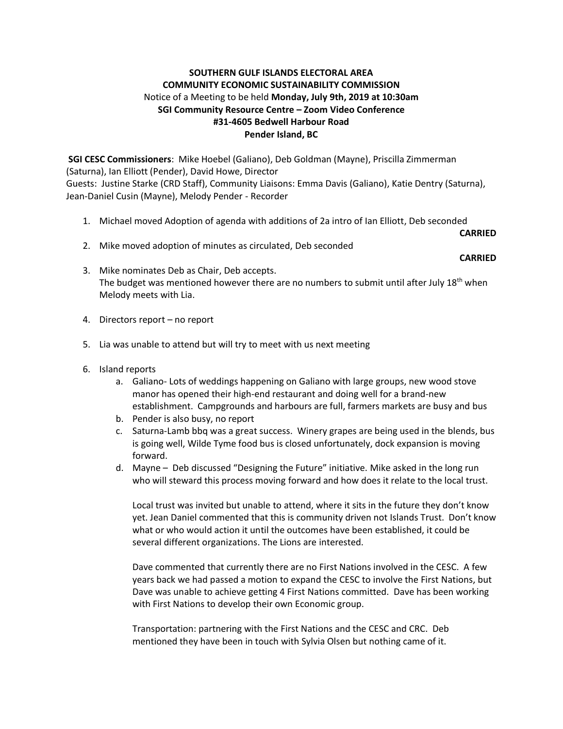**SOUTHERN GULF ISLANDS ELECTORAL AREA**
**COMMUNITY ECONOMIC SUSTAINABILITY COMMISSION**
Notice of a Meeting to be held **Monday, July 9th, 2019 at 10:30am**
**SGI Community Resource Centre – Zoom Video Conference**
**#31-4605 Bedwell Harbour Road**
**Pender Island, BC**

**SGI CESC Commissioners**: Mike Hoebel (Galiano), Deb Goldman (Mayne), Priscilla Zimmerman (Saturna), Ian Elliott (Pender), David Howe, Director
Guests: Justine Starke (CRD Staff), Community Liaisons: Emma Davis (Galiano), Katie Dentry (Saturna), Jean-Daniel Cusin (Mayne), Melody Pender - Recorder

1. Michael moved Adoption of agenda with additions of 2a intro of Ian Elliott, Deb seconded
   **CARRIED**
2. Mike moved adoption of minutes as circulated, Deb seconded
   **CARRIED**
3. Mike nominates Deb as Chair, Deb accepts.
   The budget was mentioned however there are no numbers to submit until after July 18th when Melody meets with Lia.
4. Directors report – no report
5. Lia was unable to attend but will try to meet with us next meeting
6. Island reports
   a. Galiano- Lots of weddings happening on Galiano with large groups, new wood stove manor has opened their high-end restaurant and doing well for a brand-new establishment. Campgrounds and harbours are full, farmers markets are busy and bus
   b. Pender is also busy, no report
   c. Saturna-Lamb bbq was a great success. Winery grapes are being used in the blends, bus is going well, Wilde Tyme food bus is closed unfortunately, dock expansion is moving forward.
   d. Mayne – Deb discussed "Designing the Future" initiative. Mike asked in the long run who will steward this process moving forward and how does it relate to the local trust.

      Local trust was invited but unable to attend, where it sits in the future they don't know yet. Jean Daniel commented that this is community driven not Islands Trust. Don't know what or who would action it until the outcomes have been established, it could be several different organizations. The Lions are interested.

      Dave commented that currently there are no First Nations involved in the CESC. A few years back we had passed a motion to expand the CESC to involve the First Nations, but Dave was unable to achieve getting 4 First Nations committed. Dave has been working with First Nations to develop their own Economic group.

      Transportation: partnering with the First Nations and the CESC and CRC. Deb mentioned they have been in touch with Sylvia Olsen but nothing came of it.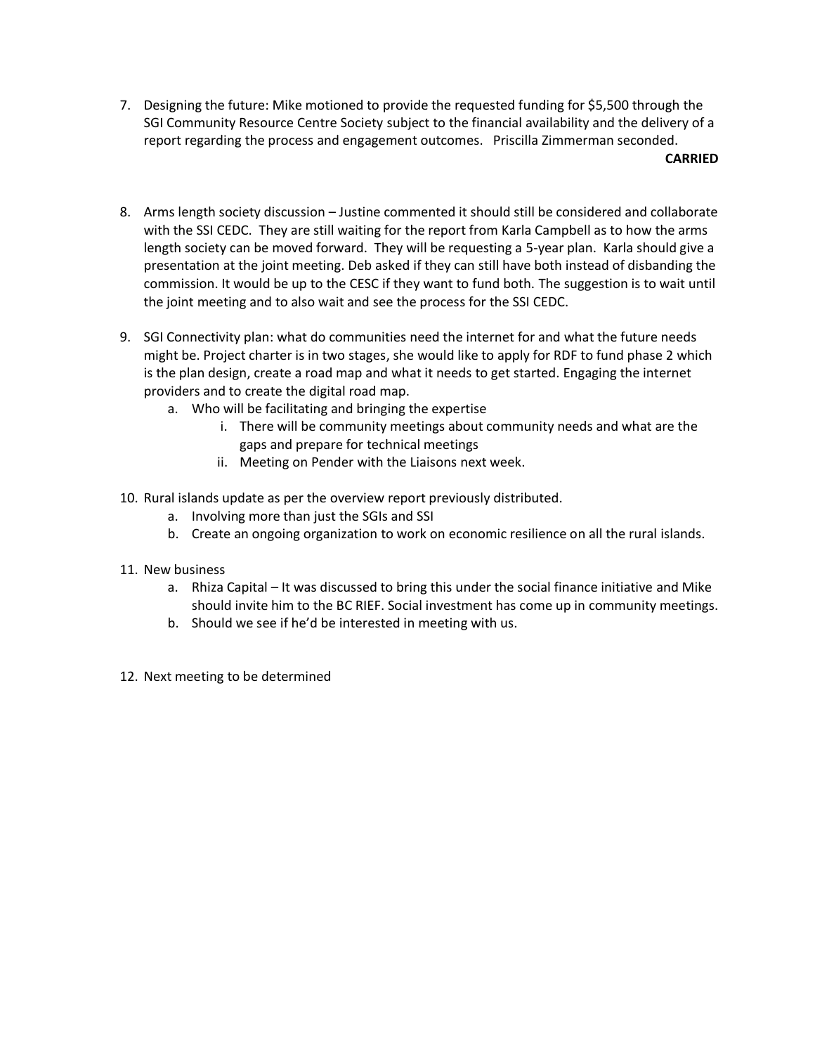7. Designing the future: Mike motioned to provide the requested funding for $5,500 through the SGI Community Resource Centre Society subject to the financial availability and the delivery of a report regarding the process and engagement outcomes. Priscilla Zimmerman seconded.

**CARRIED**

8. Arms length society discussion – Justine commented it should still be considered and collaborate with the SSI CEDC. They are still waiting for the report from Karla Campbell as to how the arms length society can be moved forward. They will be requesting a 5-year plan. Karla should give a presentation at the joint meeting. Deb asked if they can still have both instead of disbanding the commission. It would be up to the CESC if they want to fund both. The suggestion is to wait until the joint meeting and to also wait and see the process for the SSI CEDC.

9. SGI Connectivity plan: what do communities need the internet for and what the future needs might be. Project charter is in two stages, she would like to apply for RDF to fund phase 2 which is the plan design, create a road map and what it needs to get started. Engaging the internet providers and to create the digital road map.
    a. Who will be facilitating and bringing the expertise
        i. There will be community meetings about community needs and what are the gaps and prepare for technical meetings
        ii. Meeting on Pender with the Liaisons next week.

10. Rural islands update as per the overview report previously distributed.
    a. Involving more than just the SGIs and SSI
    b. Create an ongoing organization to work on economic resilience on all the rural islands.

11. New business
    a. Rhiza Capital – It was discussed to bring this under the social finance initiative and Mike should invite him to the BC RIEF. Social investment has come up in community meetings.
    b. Should we see if he'd be interested in meeting with us.

12. Next meeting to be determined